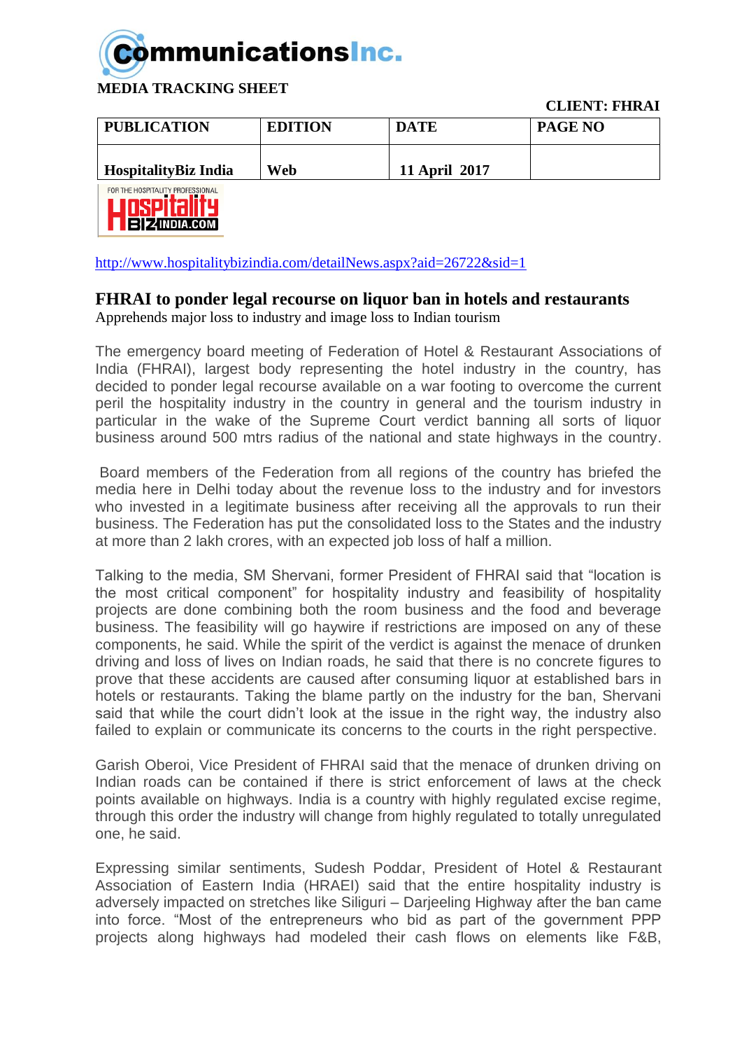**MEDIA TRACKING SHEET**

**CLIENT: FHRAI**

| PUBLICATION | EDITION | DATE | PAGE NO |
|---|---|---|---|
| HospitalityBiz India | Web | 11 April 2017 | |

http://www.hospitalitybizindia.com/detailNews.aspx?aid=26722&sid=1

## FHRAI to ponder legal recourse on liquor ban in hotels and restaurants

Apprehends major loss to industry and image loss to Indian tourism

The emergency board meeting of Federation of Hotel & Restaurant Associations of India (FHRAI), largest body representing the hotel industry in the country, has decided to ponder legal recourse available on a war footing to overcome the current peril the hospitality industry in the country in general and the tourism industry in particular in the wake of the Supreme Court verdict banning all sorts of liquor business around 500 mtrs radius of the national and state highways in the country.

Board members of the Federation from all regions of the country has briefed the media here in Delhi today about the revenue loss to the industry and for investors who invested in a legitimate business after receiving all the approvals to run their business. The Federation has put the consolidated loss to the States and the industry at more than 2 lakh crores, with an expected job loss of half a million.

Talking to the media, SM Shervani, former President of FHRAI said that "location is the most critical component" for hospitality industry and feasibility of hospitality projects are done combining both the room business and the food and beverage business. The feasibility will go haywire if restrictions are imposed on any of these components, he said. While the spirit of the verdict is against the menace of drunken driving and loss of lives on Indian roads, he said that there is no concrete figures to prove that these accidents are caused after consuming liquor at established bars in hotels or restaurants. Taking the blame partly on the industry for the ban, Shervani said that while the court didn't look at the issue in the right way, the industry also failed to explain or communicate its concerns to the courts in the right perspective.

Garish Oberoi, Vice President of FHRAI said that the menace of drunken driving on Indian roads can be contained if there is strict enforcement of laws at the check points available on highways. India is a country with highly regulated excise regime, through this order the industry will change from highly regulated to totally unregulated one, he said.

Expressing similar sentiments, Sudesh Poddar, President of Hotel & Restaurant Association of Eastern India (HRAEI) said that the entire hospitality industry is adversely impacted on stretches like Siliguri – Darjeeling Highway after the ban came into force. "Most of the entrepreneurs who bid as part of the government PPP projects along highways had modeled their cash flows on elements like F&B,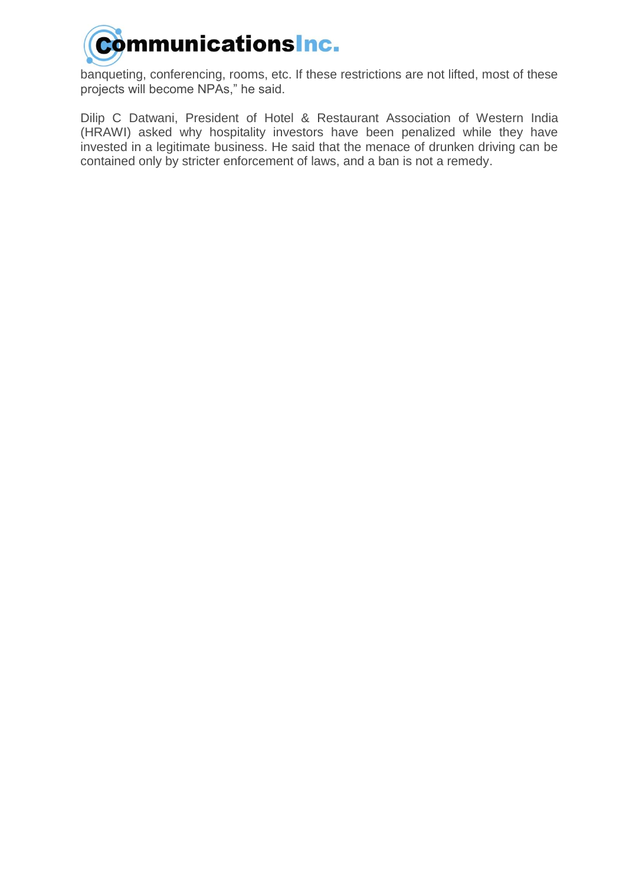banqueting, conferencing, rooms, etc. If these restrictions are not lifted, most of these projects will become NPAs," he said.

Dilip C Datwani, President of Hotel & Restaurant Association of Western India (HRAWI) asked why hospitality investors have been penalized while they have invested in a legitimate business. He said that the menace of drunken driving can be contained only by stricter enforcement of laws, and a ban is not a remedy.